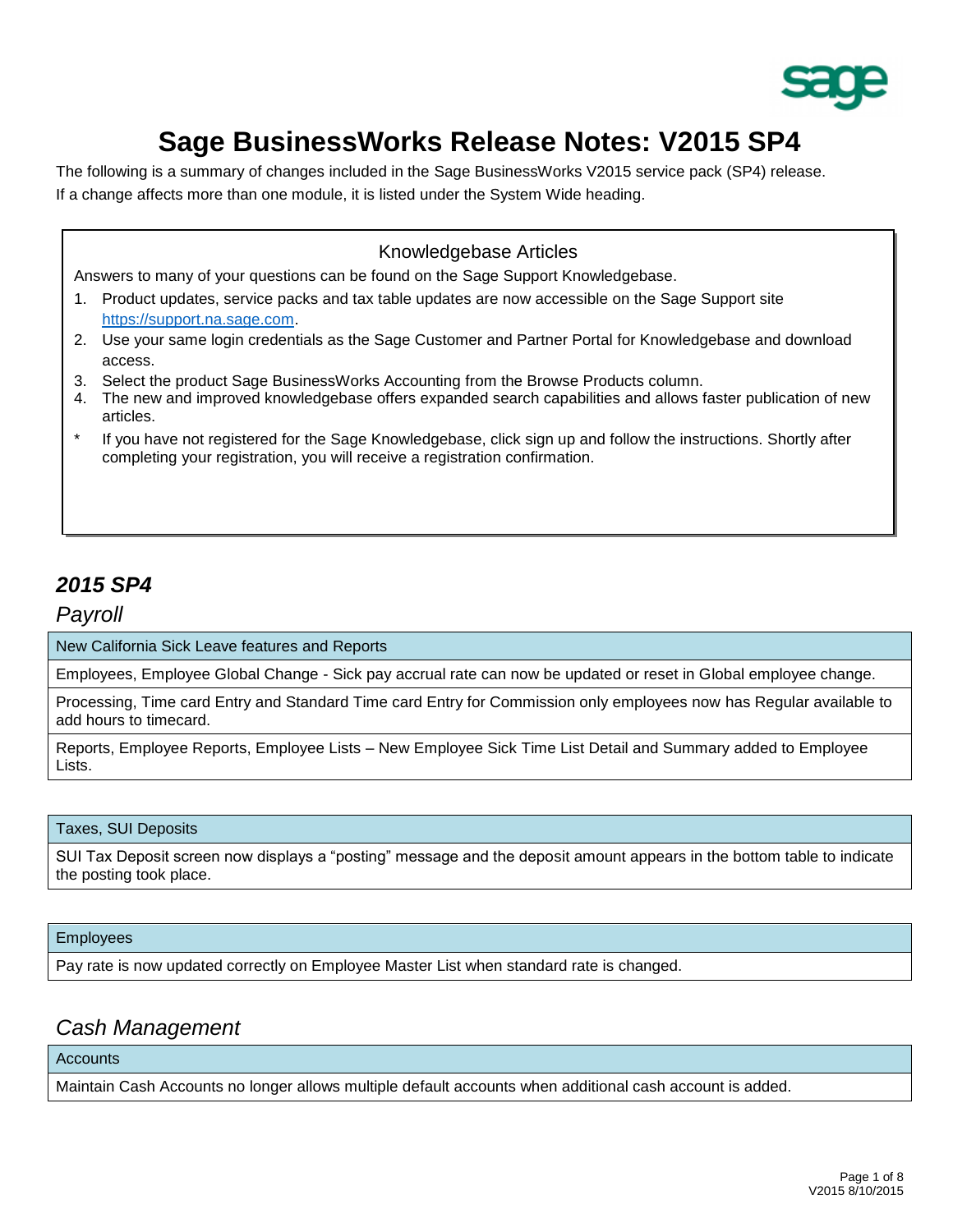# Sage BusinessWorks Release Notes: V2015 SP4

The following is a summary of changes included in the Sage BusinessWorks V2015 service pack (SP4) release. If a change affects more than one module, it is listed under the System Wide heading.

## Knowledgebase Articles

Answers to many of your questions can be found on the Sage Support Knowledgebase.

1. Product updates, service packs and tax table updates are now accessible on the Sage Support site https://support.na.sage.com.
2. Use your same login credentials as the Sage Customer and Partner Portal for Knowledgebase and download access.
3. Select the product Sage BusinessWorks Accounting from the Browse Products column.
4. The new and improved knowledgebase offers expanded search capabilities and allows faster publication of new articles.

\* If you have not registered for the Sage Knowledgebase, click sign up and follow the instructions. Shortly after completing your registration, you will receive a registration confirmation.

## ***2015 SP4***

### *Payroll*

| New California Sick Leave features and Reports |
|---|
| Employees, Employee Global Change - Sick pay accrual rate can now be updated or reset in Global employee change. |
| Processing, Time card Entry and Standard Time card Entry for Commission only employees now has Regular available to add hours to timecard. |
| Reports, Employee Reports, Employee Lists – New Employee Sick Time List Detail and Summary added to Employee Lists. |

| Taxes, SUI Deposits |
|---|
| SUI Tax Deposit screen now displays a “posting” message and the deposit amount appears in the bottom table to indicate the posting took place. |

| Employees |
|---|
| Pay rate is now updated correctly on Employee Master List when standard rate is changed. |

### *Cash Management*

| Accounts |
|---|
| Maintain Cash Accounts no longer allows multiple default accounts when additional cash account is added. |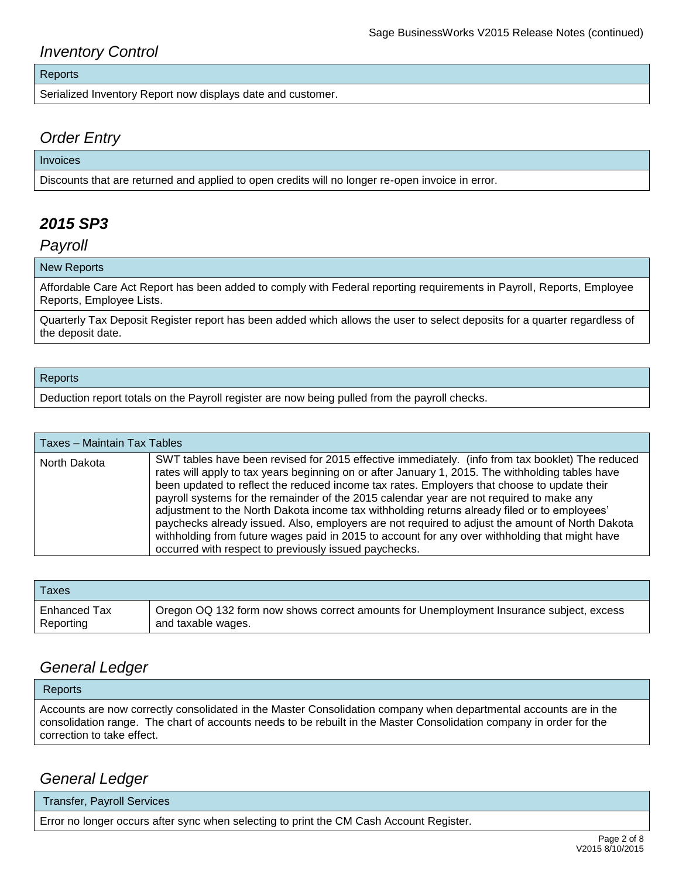## *Inventory Control*

| Reports |
|---|
| Serialized Inventory Report now displays date and customer. |

## *Order Entry*

| Invoices |
|---|
| Discounts that are returned and applied to open credits will no longer re-open invoice in error. |

# ***2015 SP3***

## *Payroll*

| New Reports |
|---|
| Affordable Care Act Report has been added to comply with Federal reporting requirements in Payroll, Reports, Employee Reports, Employee Lists. |
| Quarterly Tax Deposit Register report has been added which allows the user to select deposits for a quarter regardless of the deposit date. |

| Reports |
|---|
| Deduction report totals on the Payroll register are now being pulled from the payroll checks. |

| Taxes – Maintain Tax Tables | |
|---|---|
| North Dakota | SWT tables have been revised for 2015 effective immediately. (info from tax booklet) The reduced rates will apply to tax years beginning on or after January 1, 2015. The withholding tables have been updated to reflect the reduced income tax rates. Employers that choose to update their payroll systems for the remainder of the 2015 calendar year are not required to make any adjustment to the North Dakota income tax withholding returns already filed or to employees' paychecks already issued. Also, employers are not required to adjust the amount of North Dakota withholding from future wages paid in 2015 to account for any over withholding that might have occurred with respect to previously issued paychecks. |

| Taxes | |
|---|---|
| Enhanced Tax Reporting | Oregon OQ 132 form now shows correct amounts for Unemployment Insurance subject, excess and taxable wages. |

## *General Ledger*

| Reports |
|---|
| Accounts are now correctly consolidated in the Master Consolidation company when departmental accounts are in the consolidation range. The chart of accounts needs to be rebuilt in the Master Consolidation company in order for the correction to take effect. |

## *General Ledger*

| Transfer, Payroll Services |
|---|
| Error no longer occurs after sync when selecting to print the CM Cash Account Register. |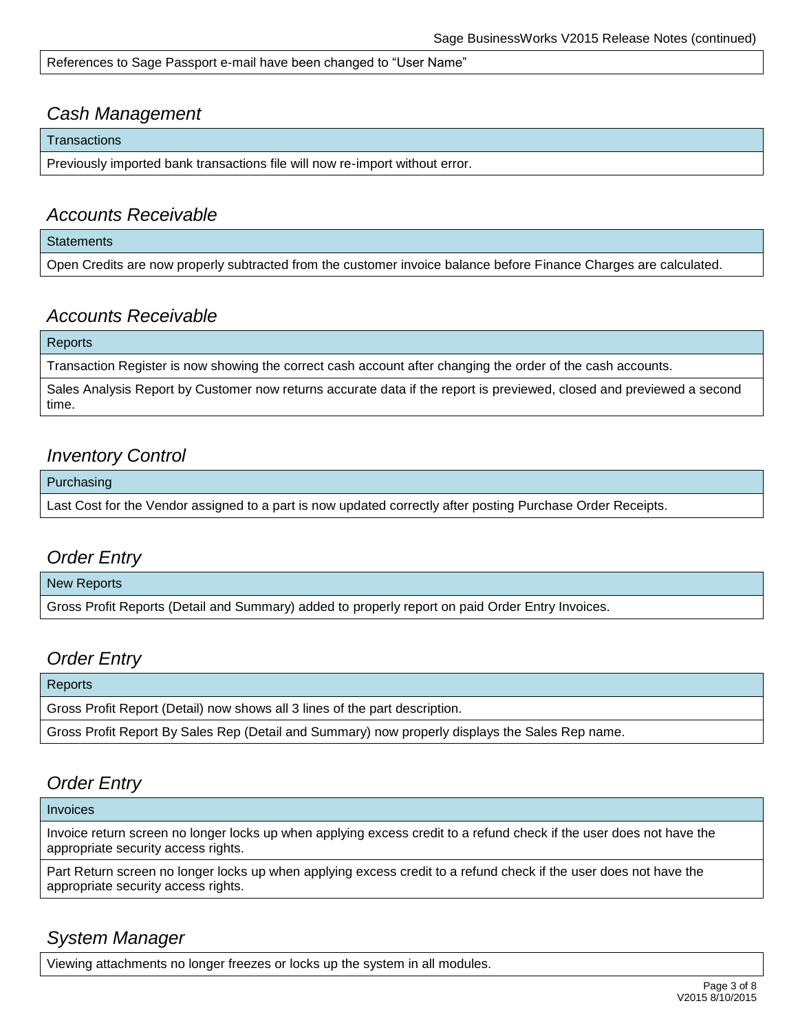| References to Sage Passport e-mail have been changed to "User Name" |
| --- |

## *Cash Management*

| Transactions |
| --- |
| Previously imported bank transactions file will now re-import without error. |

## *Accounts Receivable*

| Statements |
| --- |
| Open Credits are now properly subtracted from the customer invoice balance before Finance Charges are calculated. |

## *Accounts Receivable*

| Reports |
| --- |
| Transaction Register is now showing the correct cash account after changing the order of the cash accounts. |
| Sales Analysis Report by Customer now returns accurate data if the report is previewed, closed and previewed a second time. |

## *Inventory Control*

| Purchasing |
| --- |
| Last Cost for the Vendor assigned to a part is now updated correctly after posting Purchase Order Receipts. |

## *Order Entry*

| New Reports |
| --- |
| Gross Profit Reports (Detail and Summary) added to properly report on paid Order Entry Invoices. |

## *Order Entry*

| Reports |
| --- |
| Gross Profit Report (Detail) now shows all 3 lines of the part description. |
| Gross Profit Report By Sales Rep (Detail and Summary) now properly displays the Sales Rep name. |

## *Order Entry*

| Invoices |
| --- |
| Invoice return screen no longer locks up when applying excess credit to a refund check if the user does not have the appropriate security access rights. |
| Part Return screen no longer locks up when applying excess credit to a refund check if the user does not have the appropriate security access rights. |

## *System Manager*

| Viewing attachments no longer freezes or locks up the system in all modules. |
| --- |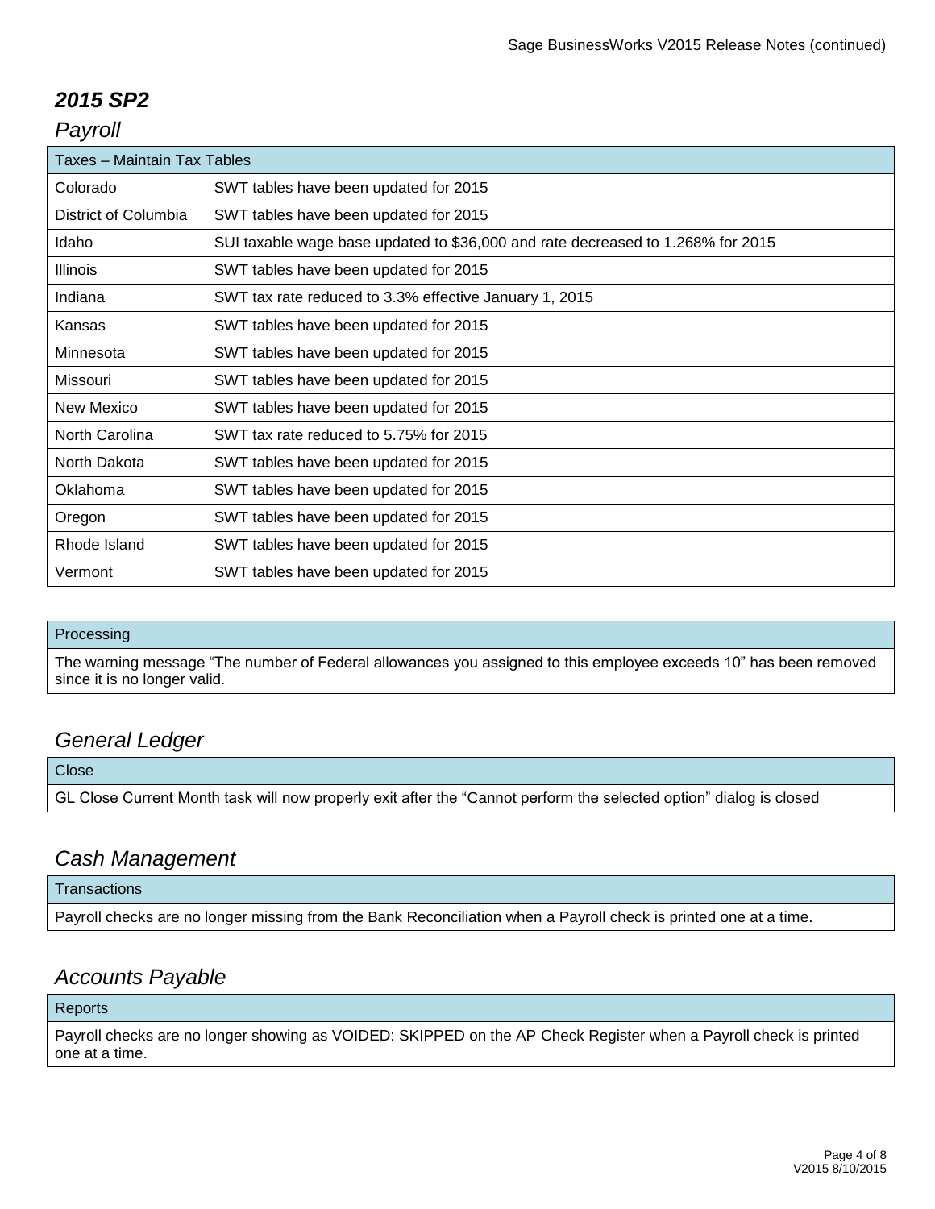## *2015 SP2*

### *Payroll*

| Taxes – Maintain Tax Tables | |
|---|---|
| Colorado | SWT tables have been updated for 2015 |
| District of Columbia | SWT tables have been updated for 2015 |
| Idaho | SUI taxable wage base updated to $36,000 and rate decreased to 1.268% for 2015 |
| Illinois | SWT tables have been updated for 2015 |
| Indiana | SWT tax rate reduced to 3.3% effective January 1, 2015 |
| Kansas | SWT tables have been updated for 2015 |
| Minnesota | SWT tables have been updated for 2015 |
| Missouri | SWT tables have been updated for 2015 |
| New Mexico | SWT tables have been updated for 2015 |
| North Carolina | SWT tax rate reduced to 5.75% for 2015 |
| North Dakota | SWT tables have been updated for 2015 |
| Oklahoma | SWT tables have been updated for 2015 |
| Oregon | SWT tables have been updated for 2015 |
| Rhode Island | SWT tables have been updated for 2015 |
| Vermont | SWT tables have been updated for 2015 |

| Processing |
|---|
| The warning message "The number of Federal allowances you assigned to this employee exceeds 10" has been removed since it is no longer valid. |

### *General Ledger*

| Close |
|---|
| GL Close Current Month task will now properly exit after the "Cannot perform the selected option" dialog is closed |

### *Cash Management*

| Transactions |
|---|
| Payroll checks are no longer missing from the Bank Reconciliation when a Payroll check is printed one at a time. |

### *Accounts Payable*

| Reports |
|---|
| Payroll checks are no longer showing as VOIDED: SKIPPED on the AP Check Register when a Payroll check is printed one at a time. |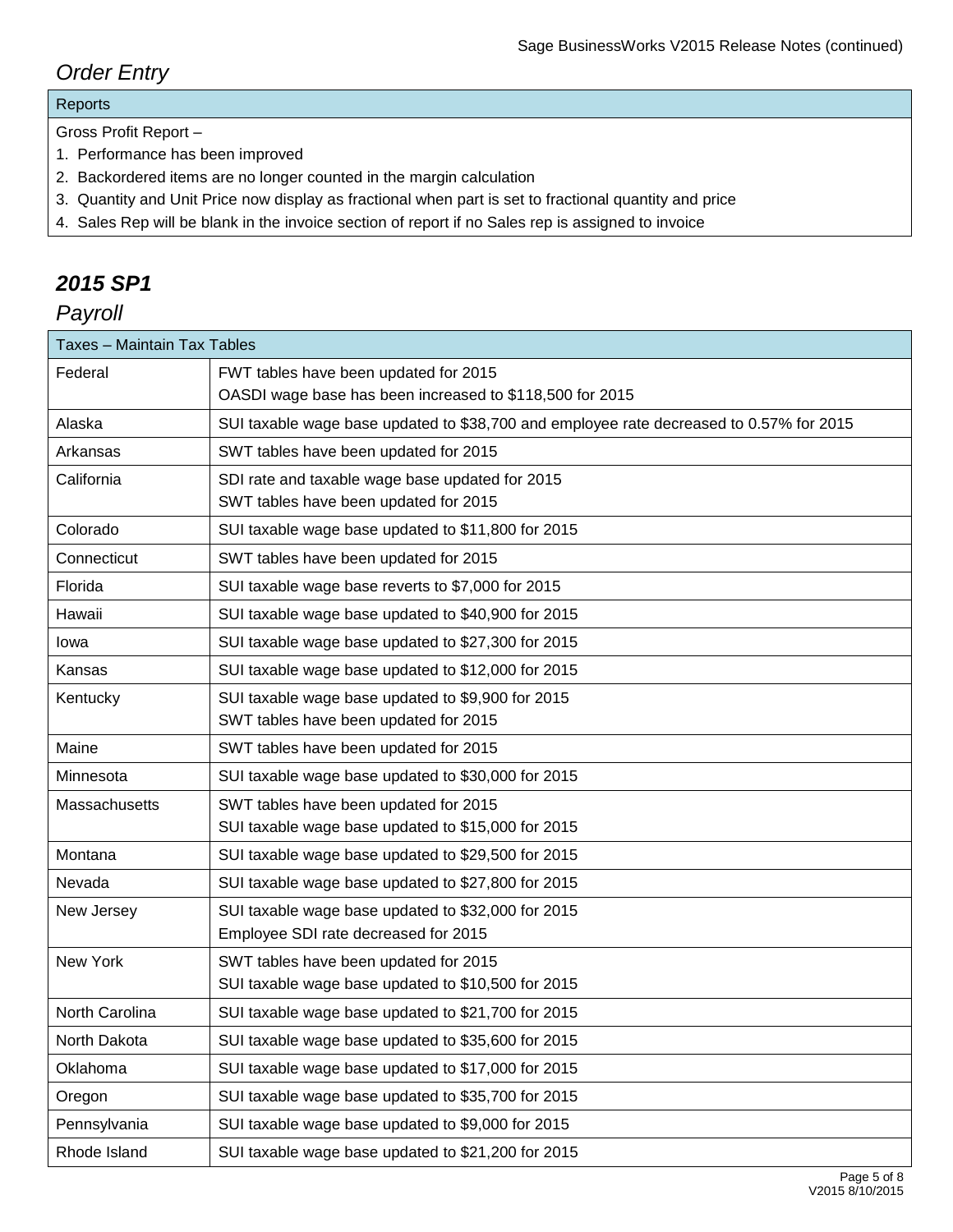## *Order Entry*

| Reports |
|---|
| Gross Profit Report – |
| 1. Performance has been improved |
| 2. Backordered items are no longer counted in the margin calculation |
| 3. Quantity and Unit Price now display as fractional when part is set to fractional quantity and price |
| 4. Sales Rep will be blank in the invoice section of report if no Sales rep is assigned to invoice |

# ***2015 SP1***

## *Payroll*

| Taxes – Maintain Tax Tables | |
|---|---|
| Federal | FWT tables have been updated for 2015<br>OASDI wage base has been increased to $118,500 for 2015 |
| Alaska | SUI taxable wage base updated to $38,700 and employee rate decreased to 0.57% for 2015 |
| Arkansas | SWT tables have been updated for 2015 |
| California | SDI rate and taxable wage base updated for 2015<br>SWT tables have been updated for 2015 |
| Colorado | SUI taxable wage base updated to $11,800 for 2015 |
| Connecticut | SWT tables have been updated for 2015 |
| Florida | SUI taxable wage base reverts to $7,000 for 2015 |
| Hawaii | SUI taxable wage base updated to $40,900 for 2015 |
| Iowa | SUI taxable wage base updated to $27,300 for 2015 |
| Kansas | SUI taxable wage base updated to $12,000 for 2015 |
| Kentucky | SUI taxable wage base updated to $9,900 for 2015<br>SWT tables have been updated for 2015 |
| Maine | SWT tables have been updated for 2015 |
| Minnesota | SUI taxable wage base updated to $30,000 for 2015 |
| Massachusetts | SWT tables have been updated for 2015<br>SUI taxable wage base updated to $15,000 for 2015 |
| Montana | SUI taxable wage base updated to $29,500 for 2015 |
| Nevada | SUI taxable wage base updated to $27,800 for 2015 |
| New Jersey | SUI taxable wage base updated to $32,000 for 2015<br>Employee SDI rate decreased for 2015 |
| New York | SWT tables have been updated for 2015<br>SUI taxable wage base updated to $10,500 for 2015 |
| North Carolina | SUI taxable wage base updated to $21,700 for 2015 |
| North Dakota | SUI taxable wage base updated to $35,600 for 2015 |
| Oklahoma | SUI taxable wage base updated to $17,000 for 2015 |
| Oregon | SUI taxable wage base updated to $35,700 for 2015 |
| Pennsylvania | SUI taxable wage base updated to $9,000 for 2015 |
| Rhode Island | SUI taxable wage base updated to $21,200 for 2015 |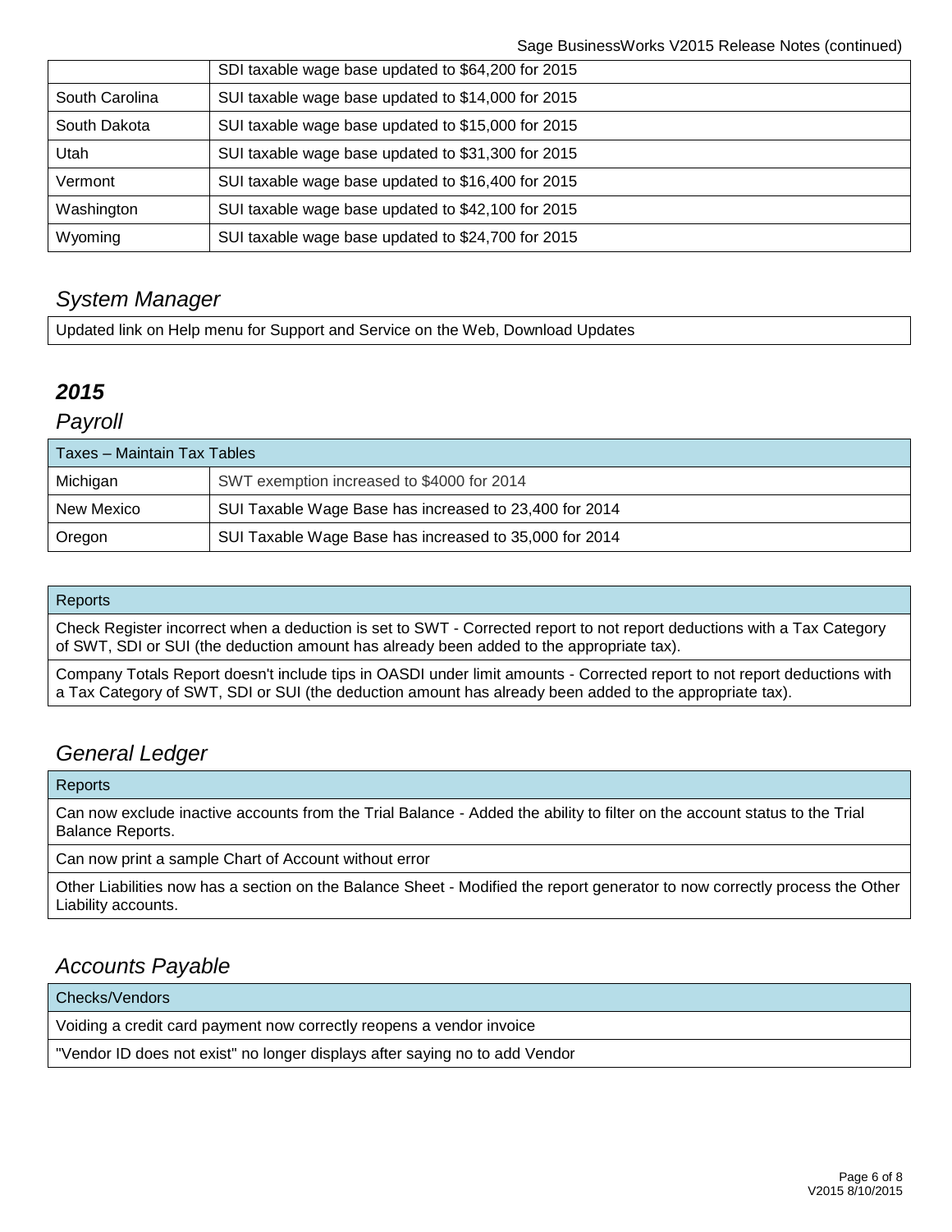| | |
|---|---|
| | SDI taxable wage base updated to $64,200 for 2015 |
| South Carolina | SUI taxable wage base updated to $14,000 for 2015 |
| South Dakota | SUI taxable wage base updated to $15,000 for 2015 |
| Utah | SUI taxable wage base updated to $31,300 for 2015 |
| Vermont | SUI taxable wage base updated to $16,400 for 2015 |
| Washington | SUI taxable wage base updated to $42,100 for 2015 |
| Wyoming | SUI taxable wage base updated to $24,700 for 2015 |

## *System Manager*

| |
|---|
| Updated link on Help menu for Support and Service on the Web, Download Updates |

# ***2015***

## *Payroll*

| Taxes – Maintain Tax Tables | |
|---|---|
| Michigan | SWT exemption increased to $4000 for 2014 |
| New Mexico | SUI Taxable Wage Base has increased to 23,400 for 2014 |
| Oregon | SUI Taxable Wage Base has increased to 35,000 for 2014 |

| Reports |
|---|
| Check Register incorrect when a deduction is set to SWT - Corrected report to not report deductions with a Tax Category of SWT, SDI or SUI (the deduction amount has already been added to the appropriate tax). |
| Company Totals Report doesn't include tips in OASDI under limit amounts - Corrected report to not report deductions with a Tax Category of SWT, SDI or SUI (the deduction amount has already been added to the appropriate tax). |

## *General Ledger*

| Reports |
|---|
| Can now exclude inactive accounts from the Trial Balance - Added the ability to filter on the account status to the Trial Balance Reports. |
| Can now print a sample Chart of Account without error |
| Other Liabilities now has a section on the Balance Sheet - Modified the report generator to now correctly process the Other Liability accounts. |

## *Accounts Payable*

| Checks/Vendors |
|---|
| Voiding a credit card payment now correctly reopens a vendor invoice |
| "Vendor ID does not exist" no longer displays after saying no to add Vendor |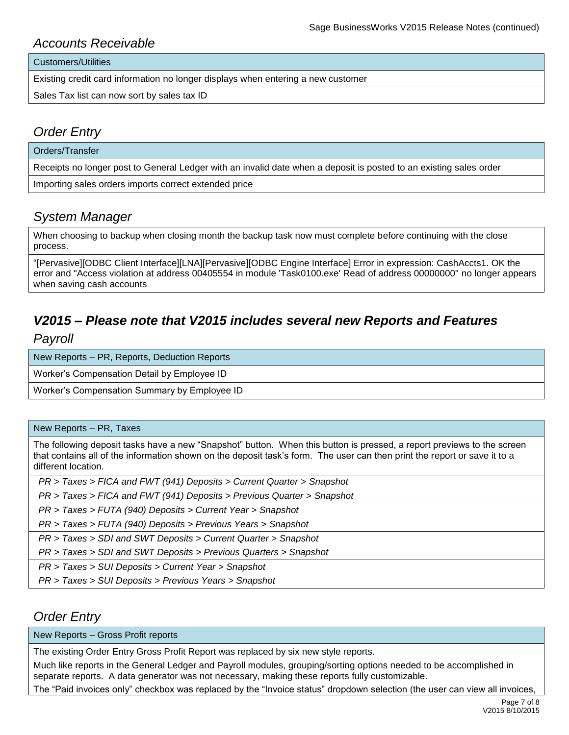## *Accounts Receivable*

| Customers/Utilities |
|---|
| Existing credit card information no longer displays when entering a new customer |
| Sales Tax list can now sort by sales tax ID |

## *Order Entry*

| Orders/Transfer |
|---|
| Receipts no longer post to General Ledger with an invalid date when a deposit is posted to an existing sales order |
| Importing sales orders imports correct extended price |

## *System Manager*

| When choosing to backup when closing month the backup task now must complete before continuing with the close process. |
|---|
| "[Pervasive][ODBC Client Interface][LNA][Pervasive][ODBC Engine Interface] Error in expression: CashAccts1. OK the error and "Access violation at address 00405554 in module 'Task0100.exe' Read of address 00000000" no longer appears when saving cash accounts |

# ***V2015 – Please note that V2015 includes several new Reports and Features***

## *Payroll*

| New Reports – PR, Reports, Deduction Reports |
|---|
| Worker's Compensation Detail by Employee ID |
| Worker's Compensation Summary by Employee ID |

| New Reports – PR, Taxes |
|---|
| The following deposit tasks have a new "Snapshot" button. When this button is pressed, a report previews to the screen that contains all of the information shown on the deposit task's form. The user can then print the report or save it to a different location. |
| *PR > Taxes > FICA and FWT (941) Deposits > Current Quarter > Snapshot*<br>*PR > Taxes > FICA and FWT (941) Deposits > Previous Quarter > Snapshot* |
| *PR > Taxes > FUTA (940) Deposits > Current Year > Snapshot*<br>*PR > Taxes > FUTA (940) Deposits > Previous Years > Snapshot* |
| *PR > Taxes > SDI and SWT Deposits > Current Quarter > Snapshot*<br>*PR > Taxes > SDI and SWT Deposits > Previous Quarters > Snapshot* |
| *PR > Taxes > SUI Deposits > Current Year > Snapshot*<br>*PR > Taxes > SUI Deposits > Previous Years > Snapshot* |

## *Order Entry*

| New Reports – Gross Profit reports |
|---|
| The existing Order Entry Gross Profit Report was replaced by six new style reports.<br>Much like reports in the General Ledger and Payroll modules, grouping/sorting options needed to be accomplished in separate reports. A data generator was not necessary, making these reports fully customizable.<br>The "Paid invoices only" checkbox was replaced by the "Invoice status" dropdown selection (the user can view all invoices, |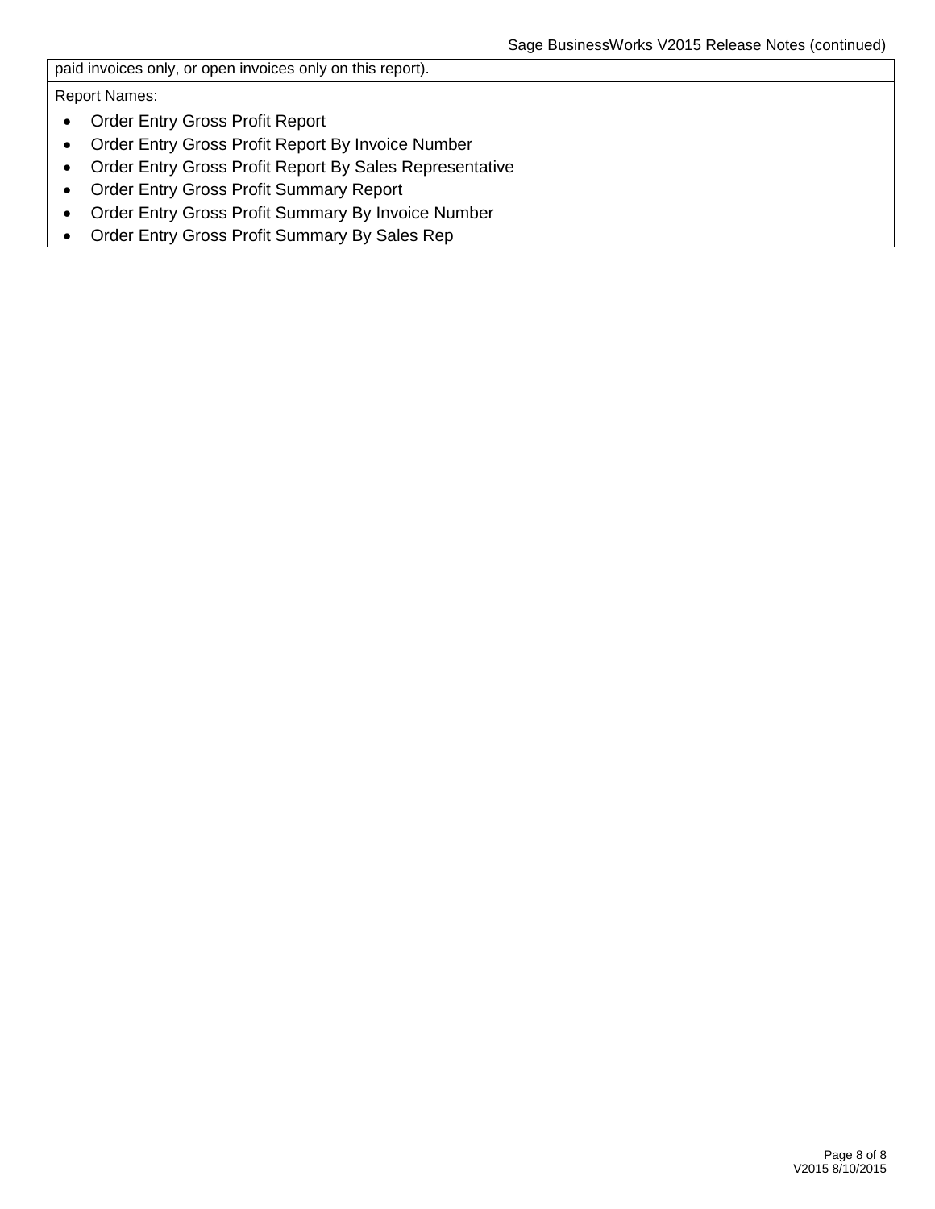paid invoices only, or open invoices only on this report).

Report Names:

- Order Entry Gross Profit Report
- Order Entry Gross Profit Report By Invoice Number
- Order Entry Gross Profit Report By Sales Representative
- Order Entry Gross Profit Summary Report
- Order Entry Gross Profit Summary By Invoice Number
- Order Entry Gross Profit Summary By Sales Rep